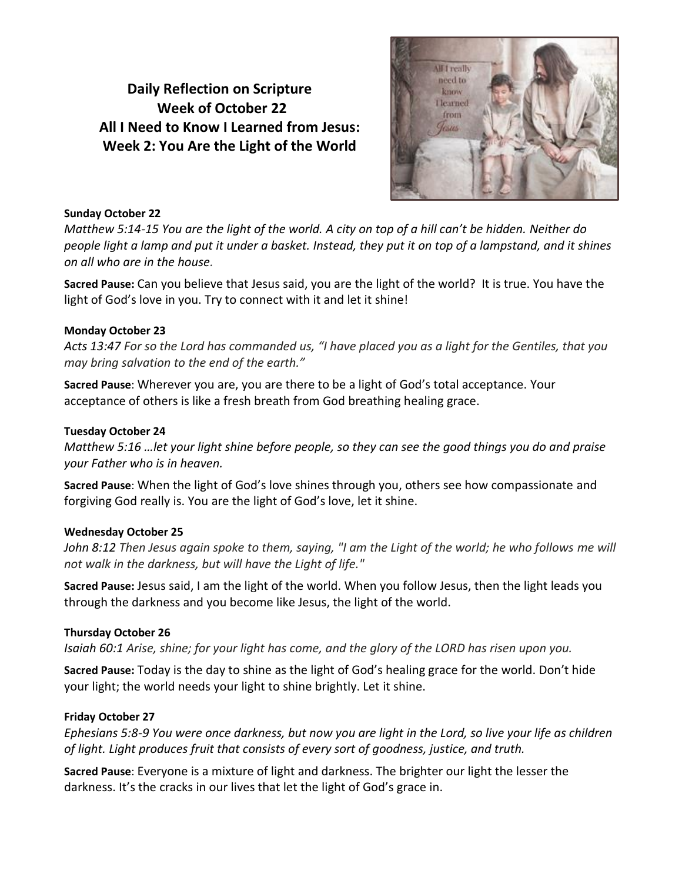# Daily Reflection on Scripture
## Week of October 22
## All I Need to Know I Learned from Jesus:
## Week 2: You Are the Light of the World

**Sunday October 22**

*Matthew 5:14-15 You are the light of the world. A city on top of a hill can't be hidden. Neither do people light a lamp and put it under a basket. Instead, they put it on top of a lampstand, and it shines on all who are in the house.*

**Sacred Pause:** Can you believe that Jesus said, you are the light of the world? It is true. You have the light of God's love in you. Try to connect with it and let it shine!

**Monday October 23**

*Acts 13:47 For so the Lord has commanded us, "I have placed you as a light for the Gentiles, that you may bring salvation to the end of the earth."*

**Sacred Pause**: Wherever you are, you are there to be a light of God's total acceptance. Your acceptance of others is like a fresh breath from God breathing healing grace.

**Tuesday October 24**

*Matthew 5:16 …let your light shine before people, so they can see the good things you do and praise your Father who is in heaven.*

**Sacred Pause**: When the light of God's love shines through you, others see how compassionate and forgiving God really is. You are the light of God's love, let it shine.

**Wednesday October 25**

*John 8:12 Then Jesus again spoke to them, saying, "I am the Light of the world; he who follows me will not walk in the darkness, but will have the Light of life."*

**Sacred Pause:** Jesus said, I am the light of the world. When you follow Jesus, then the light leads you through the darkness and you become like Jesus, the light of the world.

**Thursday October 26**

*Isaiah 60:1 Arise, shine; for your light has come, and the glory of the LORD has risen upon you.*

**Sacred Pause:** Today is the day to shine as the light of God's healing grace for the world. Don't hide your light; the world needs your light to shine brightly. Let it shine.

**Friday October 27**

*Ephesians 5:8-9 You were once darkness, but now you are light in the Lord, so live your life as children of light. Light produces fruit that consists of every sort of goodness, justice, and truth.*

**Sacred Pause**: Everyone is a mixture of light and darkness. The brighter our light the lesser the darkness. It's the cracks in our lives that let the light of God's grace in.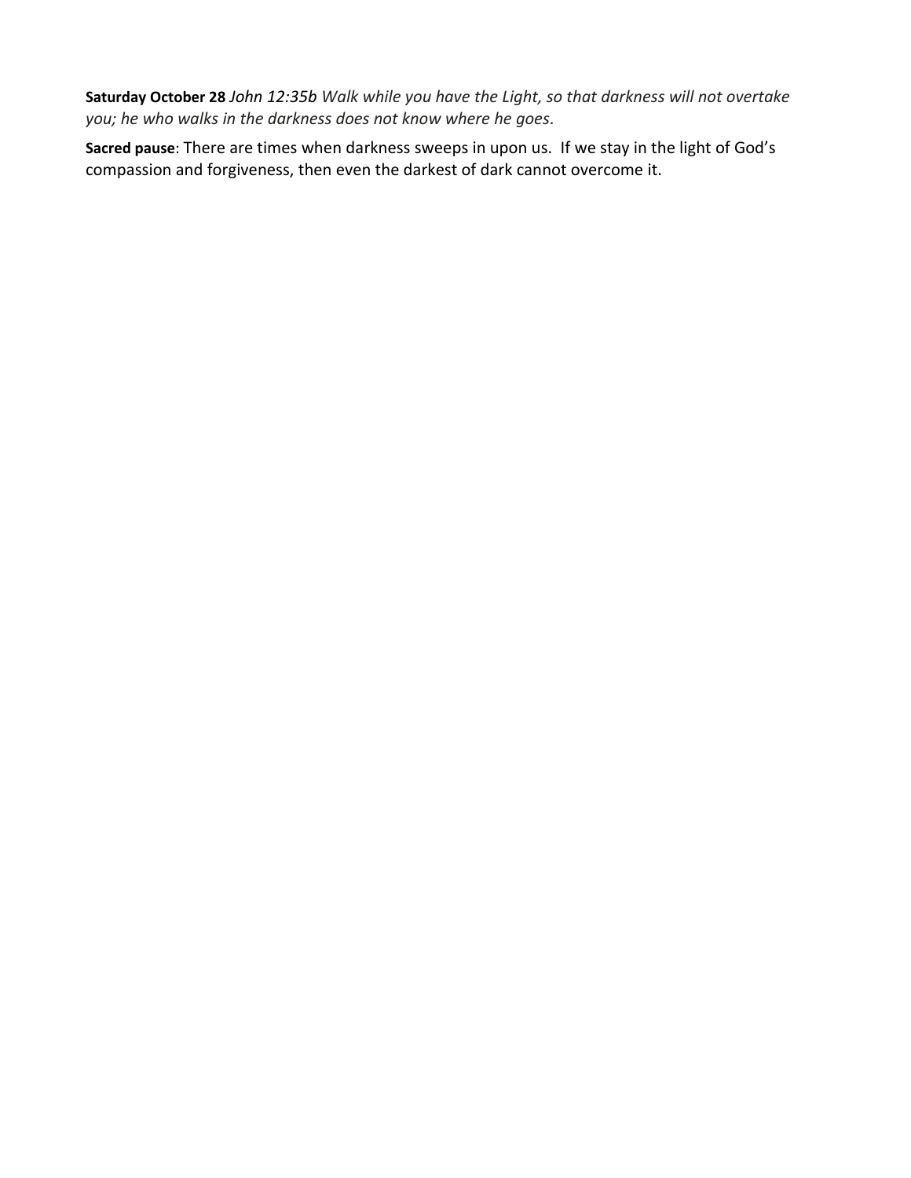**Saturday October 28** *John 12:35b Walk while you have the Light, so that darkness will not overtake you; he who walks in the darkness does not know where he goes.*

**Sacred pause**: There are times when darkness sweeps in upon us. If we stay in the light of God's compassion and forgiveness, then even the darkest of dark cannot overcome it.